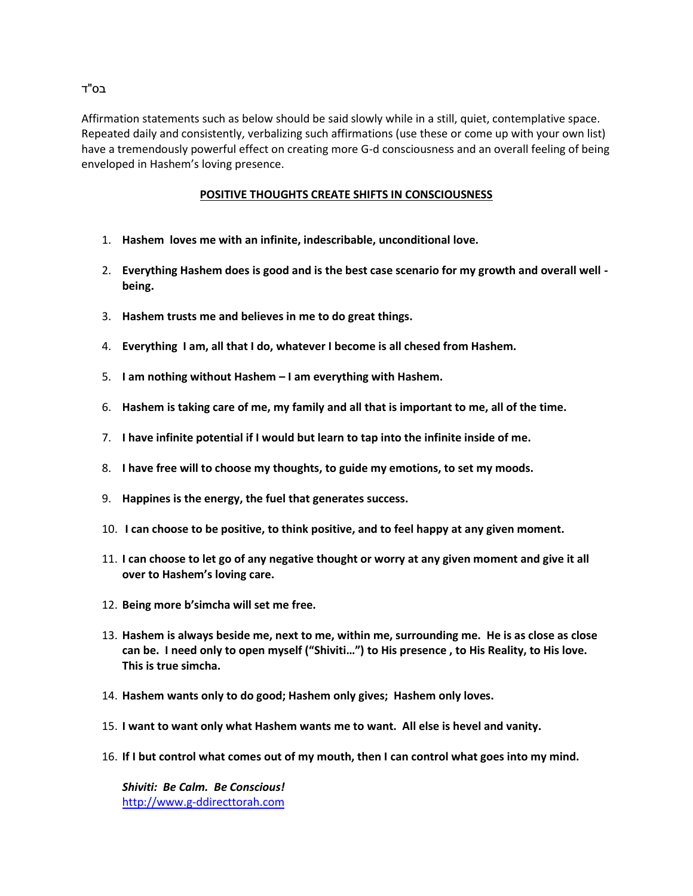בס"ד

Affirmation statements such as below should be said slowly while in a still, quiet, contemplative space. Repeated daily and consistently, verbalizing such affirmations (use these or come up with your own list) have a tremendously powerful effect on creating more G-d consciousness and an overall feeling of being enveloped in Hashem's loving presence.

## POSITIVE THOUGHTS CREATE SHIFTS IN CONSCIOUSNESS

1. **Hashem loves me with an infinite, indescribable, unconditional love.**
2. **Everything Hashem does is good and is the best case scenario for my growth and overall well - being.**
3. **Hashem trusts me and believes in me to do great things.**
4. **Everything I am, all that I do, whatever I become is all chesed from Hashem.**
5. **I am nothing without Hashem – I am everything with Hashem.**
6. **Hashem is taking care of me, my family and all that is important to me, all of the time.**
7. **I have infinite potential if I would but learn to tap into the infinite inside of me.**
8. **I have free will to choose my thoughts, to guide my emotions, to set my moods.**
9. **Happines is the energy, the fuel that generates success.**
10. **I can choose to be positive, to think positive, and to feel happy at any given moment.**
11. **I can choose to let go of any negative thought or worry at any given moment and give it all over to Hashem's loving care.**
12. **Being more b'simcha will set me free.**
13. **Hashem is always beside me, next to me, within me, surrounding me. He is as close as close can be. I need only to open myself ("Shiviti…") to His presence , to His Reality, to His love. This is true simcha.**
14. **Hashem wants only to do good; Hashem only gives; Hashem only loves.**
15. **I want to want only what Hashem wants me to want. All else is hevel and vanity.**
16. **If I but control what comes out of my mouth, then I can control what goes into my mind.**

***Shiviti: Be Calm. Be Conscious!***
http://www.g-ddirecttorah.com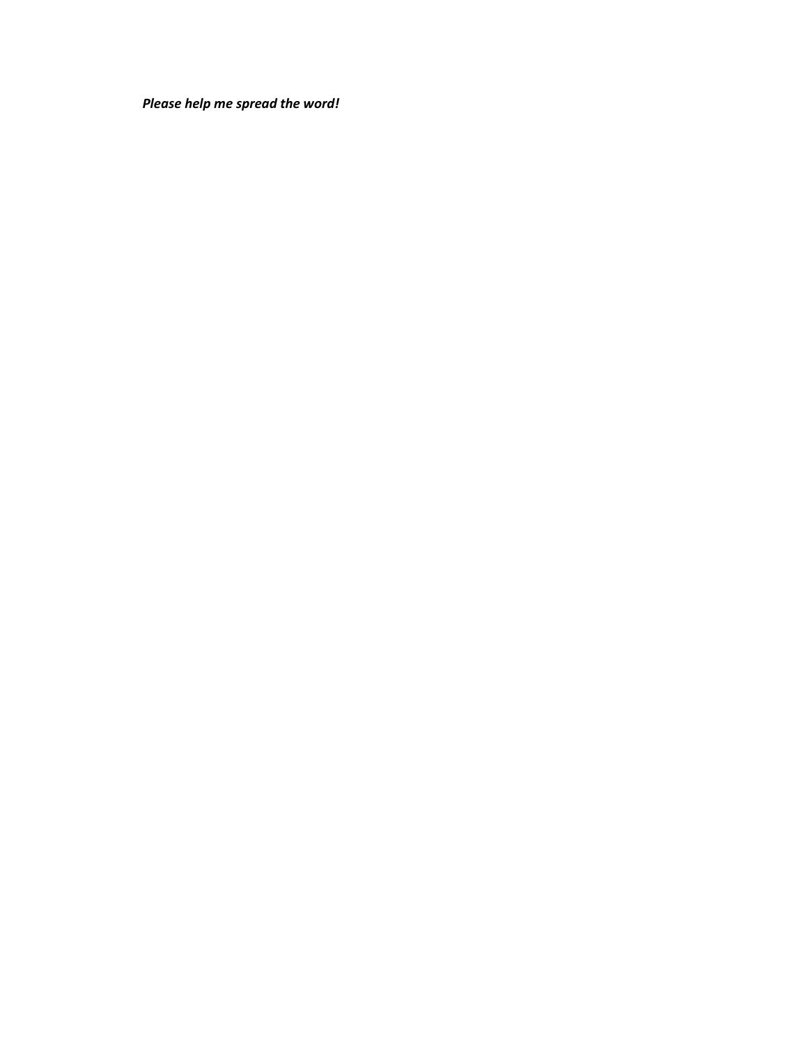***Please help me spread the word!***